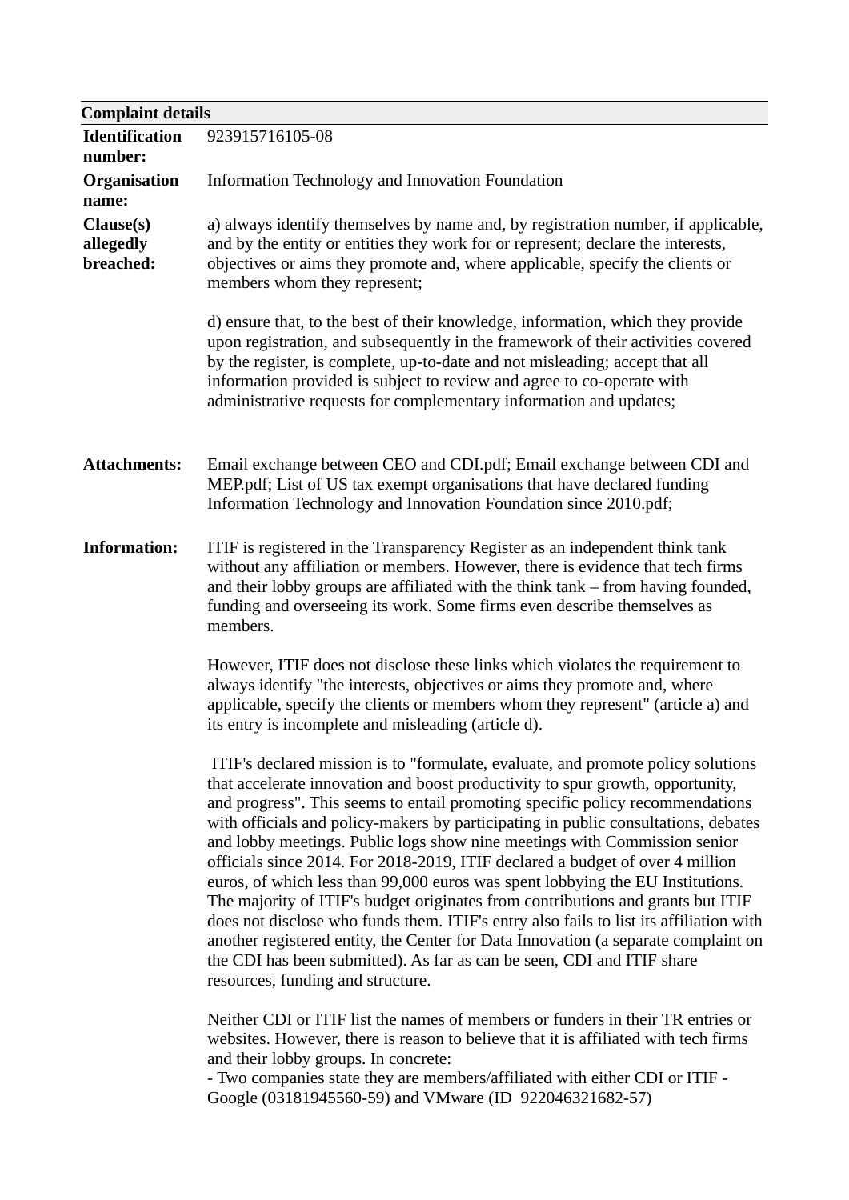| Complaint details | |
|---|---|
| **Identification number:** | 923915716105-08 |
| **Organisation name:** | Information Technology and Innovation Foundation |
| **Clause(s) allegedly breached:** | a) always identify themselves by name and, by registration number, if applicable, and by the entity or entities they work for or represent; declare the interests, objectives or aims they promote and, where applicable, specify the clients or members whom they represent;<br><br>d) ensure that, to the best of their knowledge, information, which they provide upon registration, and subsequently in the framework of their activities covered by the register, is complete, up-to-date and not misleading; accept that all information provided is subject to review and agree to co-operate with administrative requests for complementary information and updates; |
| **Attachments:** | Email exchange between CEO and CDI.pdf; Email exchange between CDI and MEP.pdf; List of US tax exempt organisations that have declared funding Information Technology and Innovation Foundation since 2010.pdf; |
| **Information:** | ITIF is registered in the Transparency Register as an independent think tank without any affiliation or members. However, there is evidence that tech firms and their lobby groups are affiliated with the think tank – from having founded, funding and overseeing its work. Some firms even describe themselves as members.<br><br>However, ITIF does not disclose these links which violates the requirement to always identify "the interests, objectives or aims they promote and, where applicable, specify the clients or members whom they represent" (article a) and its entry is incomplete and misleading (article d).<br><br>ITIF's declared mission is to "formulate, evaluate, and promote policy solutions that accelerate innovation and boost productivity to spur growth, opportunity, and progress". This seems to entail promoting specific policy recommendations with officials and policy-makers by participating in public consultations, debates and lobby meetings. Public logs show nine meetings with Commission senior officials since 2014. For 2018-2019, ITIF declared a budget of over 4 million euros, of which less than 99,000 euros was spent lobbying the EU Institutions. The majority of ITIF's budget originates from contributions and grants but ITIF does not disclose who funds them. ITIF's entry also fails to list its affiliation with another registered entity, the Center for Data Innovation (a separate complaint on the CDI has been submitted). As far as can be seen, CDI and ITIF share resources, funding and structure.<br><br>Neither CDI or ITIF list the names of members or funders in their TR entries or websites. However, there is reason to believe that it is affiliated with tech firms and their lobby groups. In concrete:<br>- Two companies state they are members/affiliated with either CDI or ITIF - Google (03181945560-59) and VMware (ID 922046321682-57) |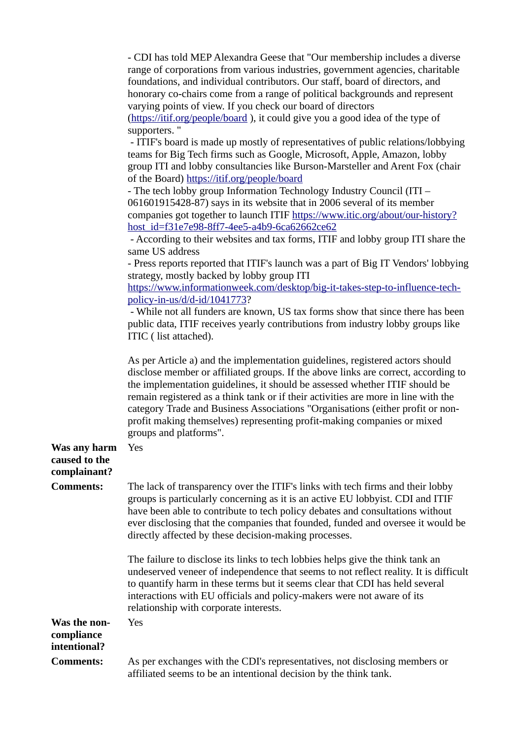- CDI has told MEP Alexandra Geese that "Our membership includes a diverse range of corporations from various industries, government agencies, charitable foundations, and individual contributors. Our staff, board of directors, and honorary co-chairs come from a range of political backgrounds and represent varying points of view. If you check our board of directors (https://itif.org/people/board ), it could give you a good idea of the type of supporters. "

- ITIF's board is made up mostly of representatives of public relations/lobbying teams for Big Tech firms such as Google, Microsoft, Apple, Amazon, lobby group ITI and lobby consultancies like Burson-Marsteller and Arent Fox (chair of the Board) https://itif.org/people/board

- The tech lobby group Information Technology Industry Council (ITI – 061601915428-87) says in its website that in 2006 several of its member companies got together to launch ITIF https://www.itic.org/about/our-history?host_id=f31e7e98-8ff7-4ee5-a4b9-6ca62662ce62

- According to their websites and tax forms, ITIF and lobby group ITI share the same US address

- Press reports reported that ITIF's launch was a part of Big IT Vendors' lobbying strategy, mostly backed by lobby group ITI https://www.informationweek.com/desktop/big-it-takes-step-to-influence-tech-policy-in-us/d/d-id/1041773?

- While not all funders are known, US tax forms show that since there has been public data, ITIF receives yearly contributions from industry lobby groups like ITIC ( list attached).

As per Article a) and the implementation guidelines, registered actors should disclose member or affiliated groups. If the above links are correct, according to the implementation guidelines, it should be assessed whether ITIF should be remain registered as a think tank or if their activities are more in line with the category Trade and Business Associations "Organisations (either profit or non-profit making themselves) representing profit-making companies or mixed groups and platforms".

**Was any harm caused to the complainant?** Yes

**Comments:** The lack of transparency over the ITIF's links with tech firms and their lobby groups is particularly concerning as it is an active EU lobbyist. CDI and ITIF have been able to contribute to tech policy debates and consultations without ever disclosing that the companies that founded, funded and oversee it would be directly affected by these decision-making processes.

The failure to disclose its links to tech lobbies helps give the think tank an undeserved veneer of independence that seems to not reflect reality. It is difficult to quantify harm in these terms but it seems clear that CDI has held several interactions with EU officials and policy-makers were not aware of its relationship with corporate interests.

**Was the non-compliance intentional?** Yes

**Comments:** As per exchanges with the CDI's representatives, not disclosing members or affiliated seems to be an intentional decision by the think tank.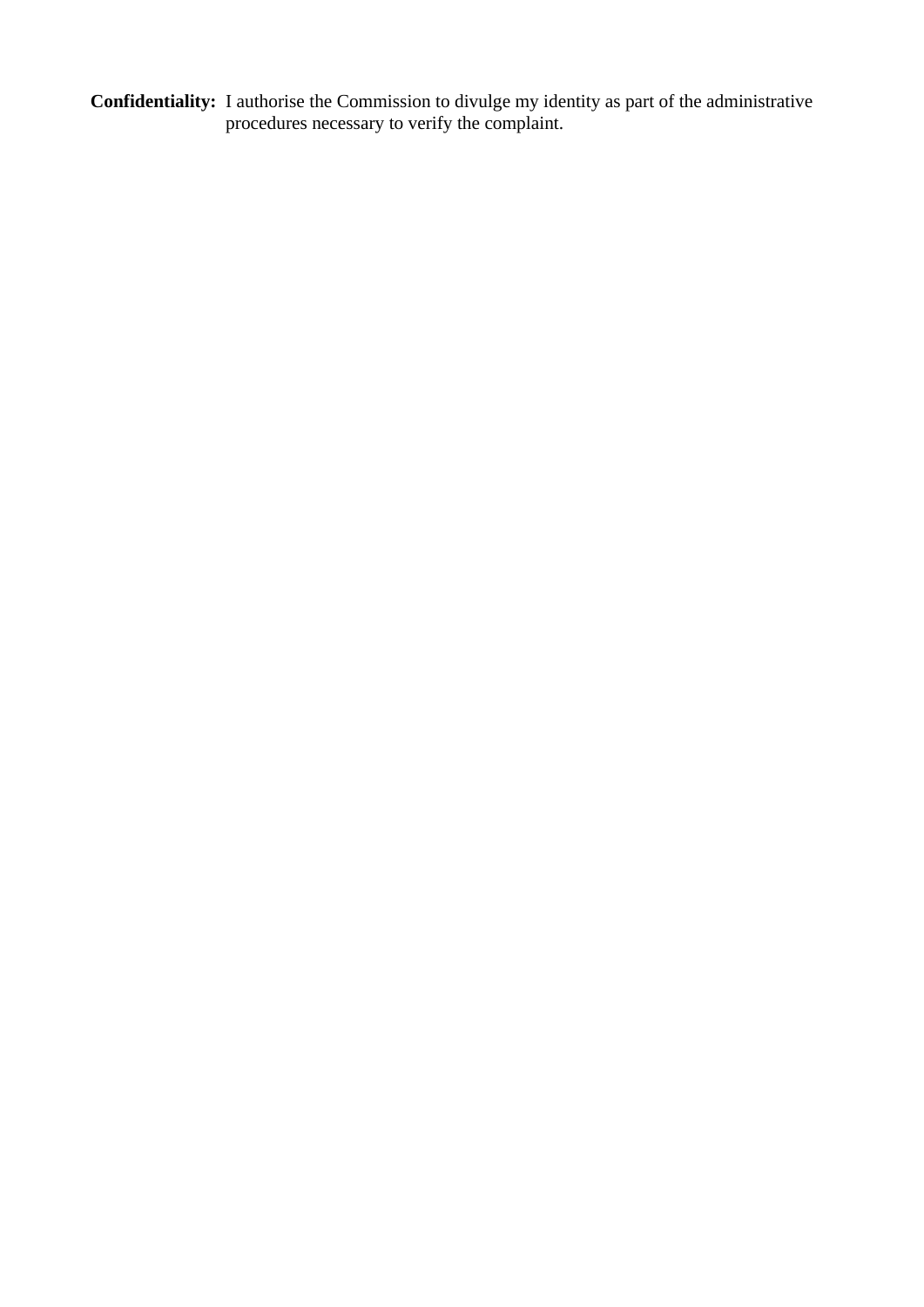**Confidentiality:** I authorise the Commission to divulge my identity as part of the administrative procedures necessary to verify the complaint.